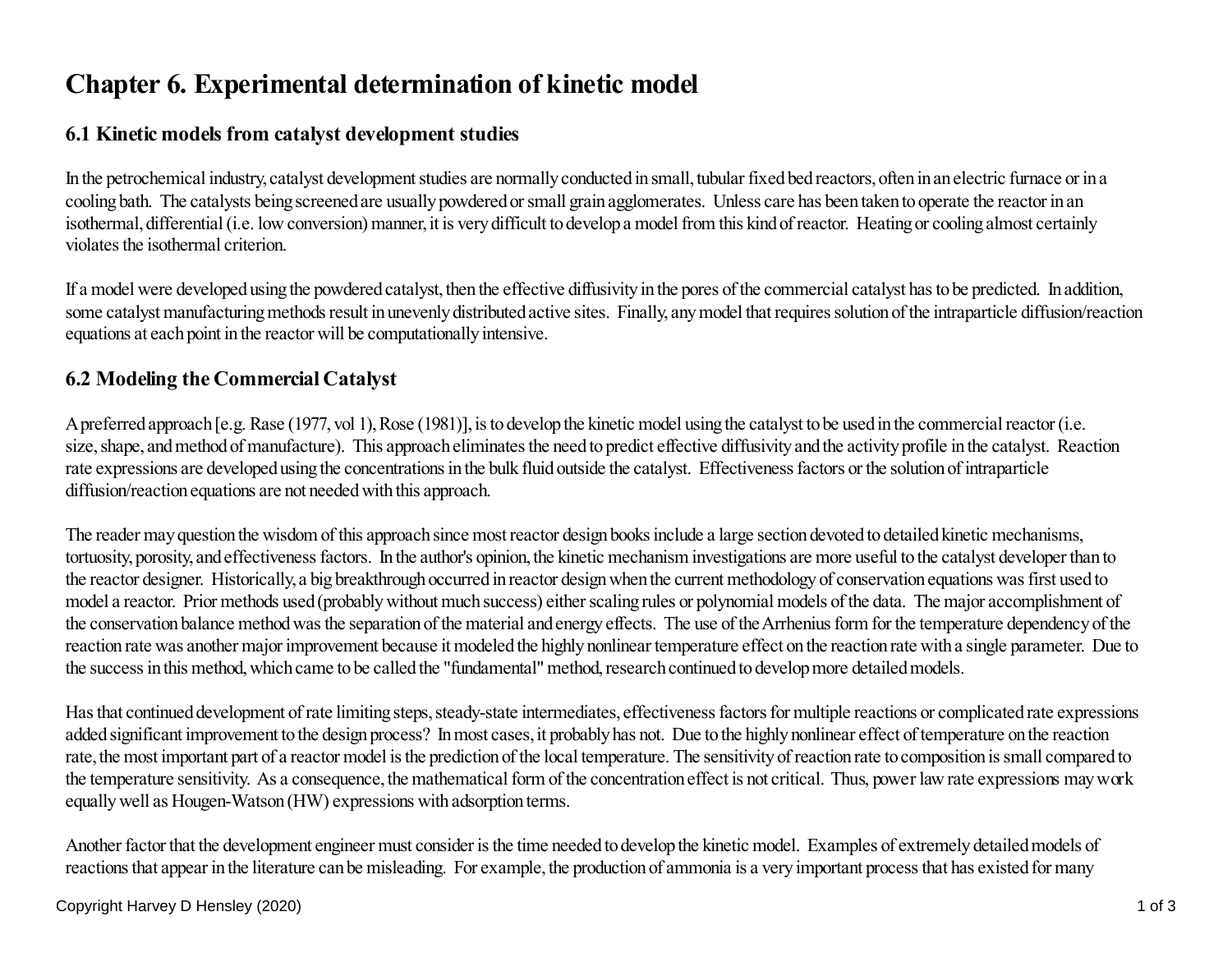# Chapter 6. Experimental determination of kinetic model

## 6.1 Kinetic models from catalyst development studies

In the petrochemical industry, catalyst development studies are normally conducted in small, tubular fixed bed reactors, often in an electric furnace or in a cooling bath. The catalysts being screened are usually powdered or small grain agglomerates. Unless care has been taken to operate the reactor in an isothermal, differential (i.e. low conversion) manner, it is very difficult to develop a model from this kind of reactor. Heating or cooling almost certainly violates the isothermal criterion.

If a model were developed using the powdered catalyst, then the effective diffusivity in the pores of the commercial catalyst has to be predicted. In addition, some catalyst manufacturing methods result in unevenly distributed active sites. Finally, any model that requires solution of the intraparticle diffusion/reaction equations at each point in the reactor will be computationally intensive.

## 6.2 Modeling the Commercial Catalyst

A preferred approach [e.g. Rase (1977, vol 1), Rose (1981)], is to develop the kinetic model using the catalyst to be used in the commercial reactor (i.e. size, shape, and method of manufacture). This approach eliminates the need to predict effective diffusivity and the activity profile in the catalyst. Reaction rate expressions are developed using the concentrations in the bulk fluid outside the catalyst. Effectiveness factors or the solution of intraparticle diffusion/reaction equations are not needed with this approach.

The reader may question the wisdom of this approach since most reactor design books include a large section devoted to detailed kinetic mechanisms, tortuosity, porosity, and effectiveness factors. In the author's opinion, the kinetic mechanism investigations are more useful to the catalyst developer than to the reactor designer. Historically, a big breakthrough occurred in reactor design when the current methodology of conservation equations was first used to model a reactor. Prior methods used (probably without much success) either scaling rules or polynomial models of the data. The major accomplishment of the conservation balance method was the separation of the material and energy effects. The use of the Arrhenius form for the temperature dependency of the reaction rate was another major improvement because it modeled the highly nonlinear temperature effect on the reaction rate with a single parameter. Due to the success in this method, which came to be called the "fundamental" method, research continued to develop more detailed models.

Has that continued development of rate limiting steps, steady-state intermediates, effectiveness factors for multiple reactions or complicated rate expressions added significant improvement to the design process? In most cases, it probably has not. Due to the highly nonlinear effect of temperature on the reaction rate, the most important part of a reactor model is the prediction of the local temperature. The sensitivity of reaction rate to composition is small compared to the temperature sensitivity. As a consequence, the mathematical form of the concentration effect is not critical. Thus, power law rate expressions may work equally well as Hougen-Watson (HW) expressions with adsorption terms.

Another factor that the development engineer must consider is the time needed to develop the kinetic model. Examples of extremely detailed models of reactions that appear in the literature can be misleading. For example, the production of ammonia is a very important process that has existed for many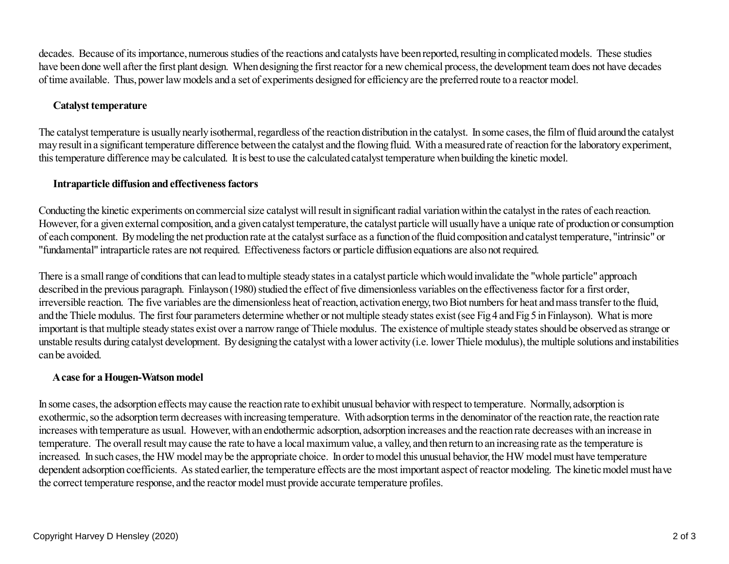decades. Because of its importance, numerous studies of the reactions and catalysts have been reported, resulting in complicated models. These studies have been done well after the first plant design. When designing the first reactor for a new chemical process, the development team does not have decades of time available. Thus, power law models and a set of experiments designed for efficiency are the preferred route to a reactor model.

### Catalyst temperature

The catalyst temperature is usually nearly isothermal, regardless of the reaction distribution in the catalyst. In some cases, the film of fluid around the catalyst may result in a significant temperature difference between the catalyst and the flowing fluid. With a measured rate of reaction for the laboratory experiment, this temperature difference may be calculated. It is best to use the calculated catalyst temperature when building the kinetic model.

### Intraparticle diffusion and effectiveness factors

Conducting the kinetic experiments on commercial size catalyst will result in significant radial variation within the catalyst in the rates of each reaction. However, for a given external composition, and a given catalyst temperature, the catalyst particle will usually have a unique rate of production or consumption of each component. By modeling the net production rate at the catalyst surface as a function of the fluid composition and catalyst temperature, "intrinsic" or "fundamental" intraparticle rates are not required. Effectiveness factors or particle diffusion equations are also not required.

There is a small range of conditions that can lead to multiple steady states in a catalyst particle which would invalidate the "whole particle" approach described in the previous paragraph. Finlayson (1980) studied the effect of five dimensionless variables on the effectiveness factor for a first order, irreversible reaction. The five variables are the dimensionless heat of reaction, activation energy, two Biot numbers for heat and mass transfer to the fluid, and the Thiele modulus. The first four parameters determine whether or not multiple steady states exist (see Fig 4 and Fig 5 in Finlayson). What is more important is that multiple steady states exist over a narrow range of Thiele modulus. The existence of multiple steady states should be observed as strange or unstable results during catalyst development. By designing the catalyst with a lower activity (i.e. lower Thiele modulus), the multiple solutions and instabilities can be avoided.

### A case for a Hougen-Watson model

In some cases, the adsorption effects may cause the reaction rate to exhibit unusual behavior with respect to temperature. Normally, adsorption is exothermic, so the adsorption term decreases with increasing temperature. With adsorption terms in the denominator of the reaction rate, the reaction rate increases with temperature as usual. However, with an endothermic adsorption, adsorption increases and the reaction rate decreases with an increase in temperature. The overall result may cause the rate to have a local maximum value, a valley, and then return to an increasing rate as the temperature is increased. In such cases, the HW model may be the appropriate choice. In order to model this unusual behavior, the HW model must have temperature dependent adsorption coefficients. As stated earlier, the temperature effects are the most important aspect of reactor modeling. The kinetic model must have the correct temperature response, and the reactor model must provide accurate temperature profiles.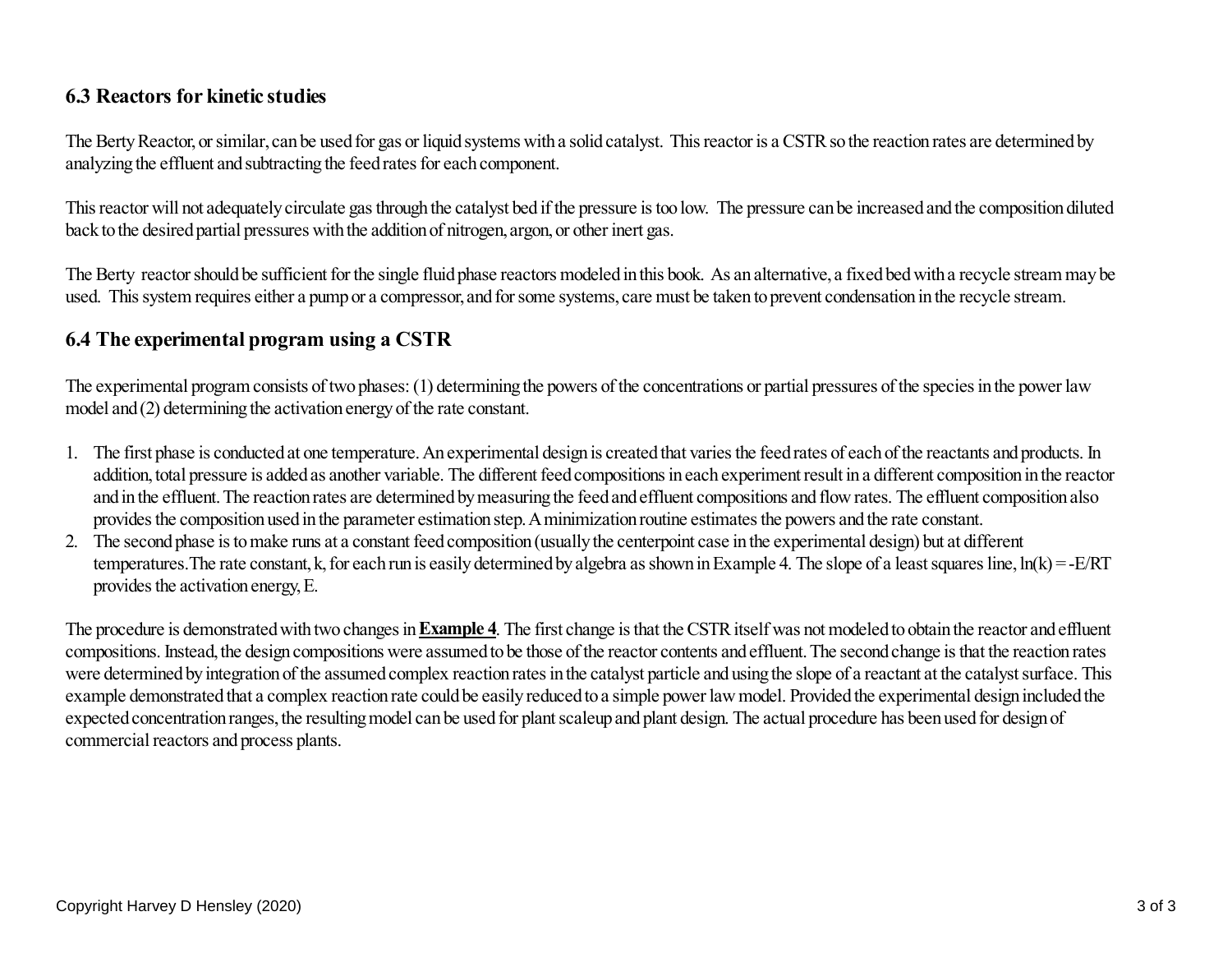### 6.3 Reactors for kinetic studies

The Berty Reactor, or similar, can be used for gas or liquid systems with a solid catalyst. This reactor is a CSTR so the reaction rates are determined by analyzing the effluent and subtracting the feed rates for each component.

This reactor will not adequately circulate gas through the catalyst bed if the pressure is too low. The pressure can be increased and the composition diluted back to the desired partial pressures with the addition of nitrogen, argon, or other inert gas.

The Berty reactor should be sufficient for the single fluid phase reactors modeled in this book. As an alternative, a fixed bed with a recycle stream may be used. This system requires either a pump or a compressor, and for some systems, care must be taken to prevent condensation in the recycle stream.

### 6.4 The experimental program using a CSTR

The experimental program consists of two phases: (1) determining the powers of the concentrations or partial pressures of the species in the power law model and (2) determining the activation energy of the rate constant.

1. The first phase is conducted at one temperature. An experimental design is created that varies the feed rates of each of the reactants and products. In addition, total pressure is added as another variable. The different feed compositions in each experiment result in a different composition in the reactor and in the effluent. The reaction rates are determined by measuring the feed and effluent compositions and flow rates. The effluent composition also provides the composition used in the parameter estimation step. A minimization routine estimates the powers and the rate constant.
2. The second phase is to make runs at a constant feed composition (usually the centerpoint case in the experimental design) but at different temperatures. The rate constant, k, for each run is easily determined by algebra as shown in Example 4. The slope of a least squares line, $\ln(k) = -E/RT$ provides the activation energy, E.

The procedure is demonstrated with two changes in **Example 4**. The first change is that the CSTR itself was not modeled to obtain the reactor and effluent compositions. Instead, the design compositions were assumed to be those of the reactor contents and effluent. The second change is that the reaction rates were determined by integration of the assumed complex reaction rates in the catalyst particle and using the slope of a reactant at the catalyst surface. This example demonstrated that a complex reaction rate could be easily reduced to a simple power law model. Provided the experimental design included the expected concentration ranges, the resulting model can be used for plant scaleup and plant design. The actual procedure has been used for design of commercial reactors and process plants.